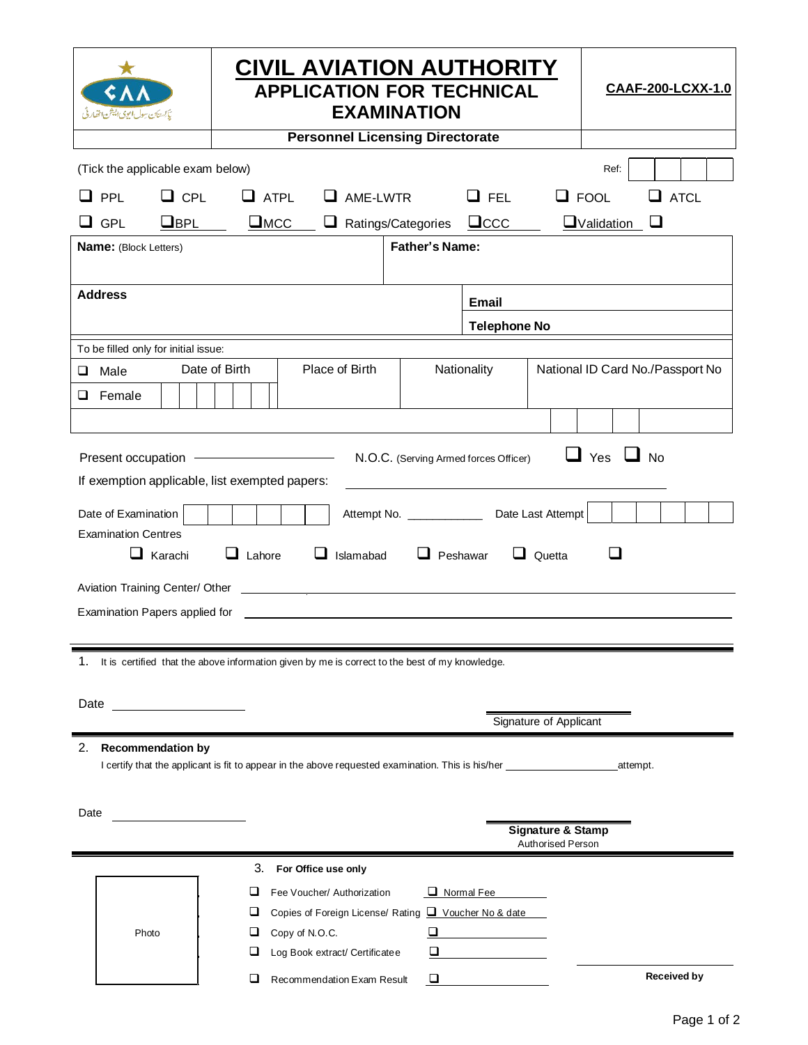# CIVIL AVIATION AUTHORITY

## APPLICATION FOR TECHNICAL EXAMINATION

**CAAF-200-LCXX-1.0**

**Personnel Licensing Directorate**

(Tick the applicable exam below) Ref:

- ❑ PPL ❑ CPL ❑ ATPL ❑ AME-LWTR ❑ FEL ❑ FOOL ❑ ATCL
- ❑ GPL ❑ BPL ❑ MCC ❑ Ratings/Categories ❑ CCC ❑ Validation ❑

| **Name:** (Block Letters) | **Father's Name:** |
|---|---|
| | |

| **Address** | **Email** |
|---|---|
| | **Telephone No** |

To be filled only for initial issue:

| | Date of Birth | Place of Birth | Nationality | National ID Card No./Passport No |
|---|---|---|---|---|
| ❑ Male | | | | |
| ❑ Female | | | | |

Present occupation ______________ N.O.C. (Serving Armed forces Officer) ❑ Yes ❑ No

If exemption applicable, list exempted papers: ______________

Date of Examination ______ Attempt No. ______ Date Last Attempt ______

Examination Centres

❑ Karachi ❑ Lahore ❑ Islamabad ❑ Peshawar ❑ Quetta ❑

Aviation Training Center/ Other ______________

Examination Papers applied for ______________

1. It is certified that the above information given by me is correct to the best of my knowledge.

Date ______________

Signature of Applicant

2. **Recommendation by**

I certify that the applicant is fit to appear in the above requested examination. This is his/her ______________ attempt.

Date ______________

**Signature & Stamp**
Authorised Person

3. **For Office use only**

Photo

- ❑ Fee Voucher/ Authorization ❑ Normal Fee
- ❑ Copies of Foreign License/ Rating ❑ Voucher No & date
- ❑ Copy of N.O.C. ❑
- ❑ Log Book extract/ Certificatee ❑
- ❑ Recommendation Exam Result ❑

**Received by**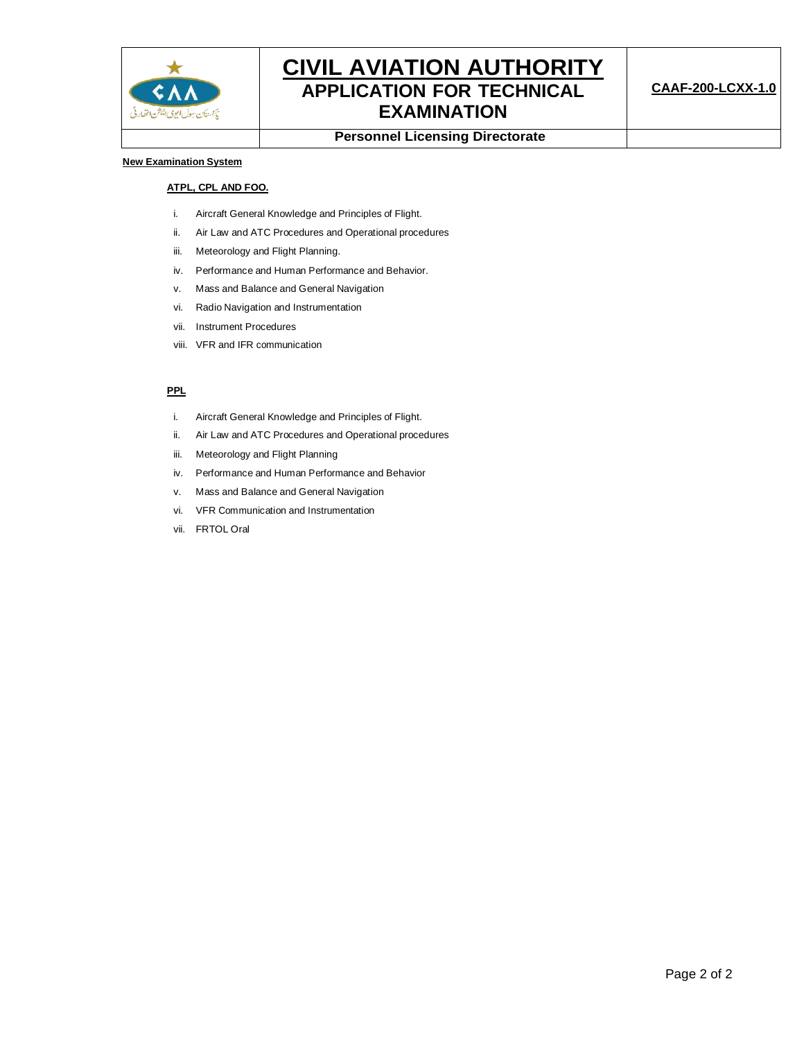# CIVIL AVIATION AUTHORITY

## APPLICATION FOR TECHNICAL EXAMINATION

**CAAF-200-LCXX-1.0**

**Personnel Licensing Directorate**

**New Examination System**

**ATPL, CPL AND FOO.**

i. Aircraft General Knowledge and Principles of Flight.

ii. Air Law and ATC Procedures and Operational procedures

iii. Meteorology and Flight Planning.

iv. Performance and Human Performance and Behavior.

v. Mass and Balance and General Navigation

vi. Radio Navigation and Instrumentation

vii. Instrument Procedures

viii. VFR and IFR communication

**PPL**

i. Aircraft General Knowledge and Principles of Flight.

ii. Air Law and ATC Procedures and Operational procedures

iii. Meteorology and Flight Planning

iv. Performance and Human Performance and Behavior

v. Mass and Balance and General Navigation

vi. VFR Communication and Instrumentation

vii. FRTOL Oral